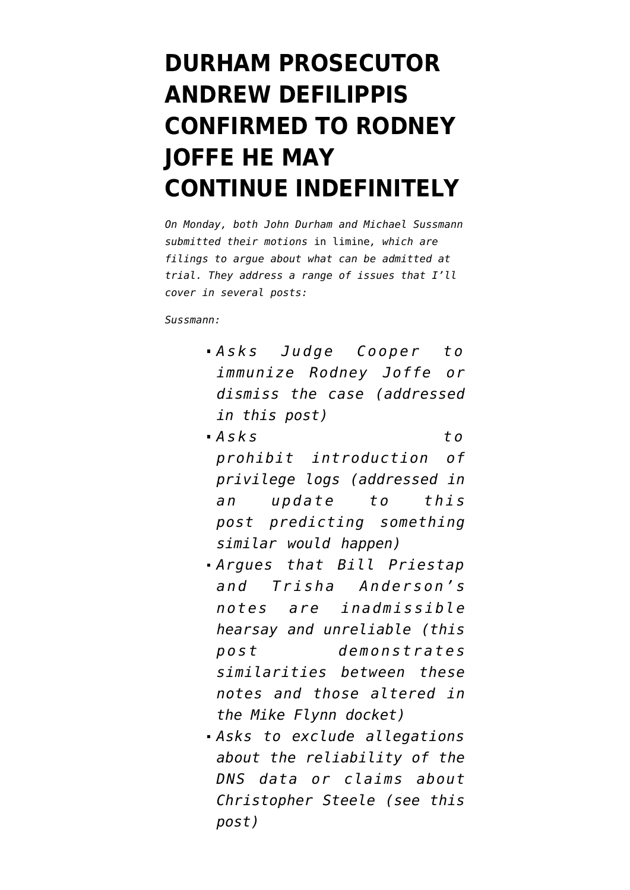# DURHAM PROSECUTOR ANDREW DEFILIPPIS CONFIRMED TO RODNEY JOFFE HE MAY CONTINUE INDEFINITELY

*On Monday, both John Durham and Michael Sussmann submitted their motions* in limine, *which are filings to argue about what can be admitted at trial. They address a range of issues that I'll cover in several posts:*

*Sussmann:*

- *Asks Judge Cooper to immunize Rodney Joffe or dismiss the case (addressed in this post)*
- *Asks to prohibit introduction of privilege logs (addressed in an update to this post predicting something similar would happen)*
- *Argues that Bill Priestap and Trisha Anderson's notes are inadmissible hearsay and unreliable (this post demonstrates similarities between these notes and those altered in the Mike Flynn docket)*
- *Asks to exclude allegations about the reliability of the DNS data or claims about Christopher Steele (see this post)*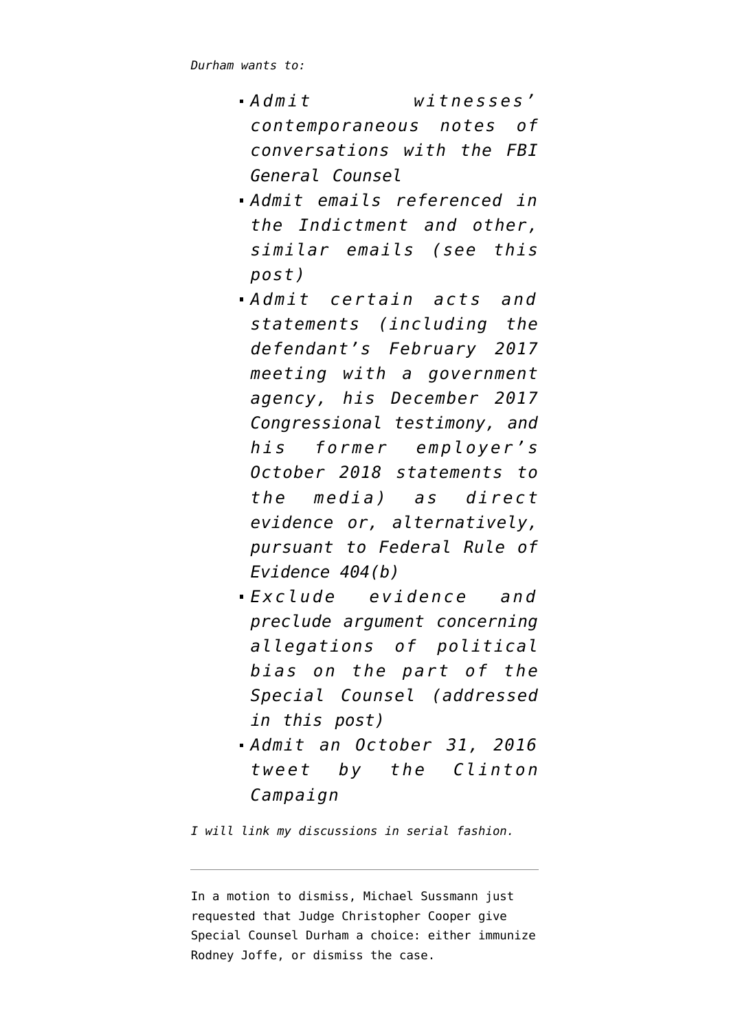*Durham wants to:*

- *Admit witnesses' contemporaneous notes of conversations with the FBI General Counsel*
- *Admit emails referenced in the Indictment and other, similar emails (see this post)*
- *Admit certain acts and statements (including the defendant's February 2017 meeting with a government agency, his December 2017 Congressional testimony, and his former employer's October 2018 statements to the media) as direct evidence or, alternatively, pursuant to Federal Rule of Evidence 404(b)*
- *Exclude evidence and preclude argument concerning allegations of political bias on the part of the Special Counsel (addressed in this post)*
- *Admit an October 31, 2016 tweet by the Clinton Campaign*

*I will link my discussions in serial fashion.*

---

In a motion to dismiss, Michael Sussmann just requested that Judge Christopher Cooper give Special Counsel Durham a choice: either immunize Rodney Joffe, or dismiss the case.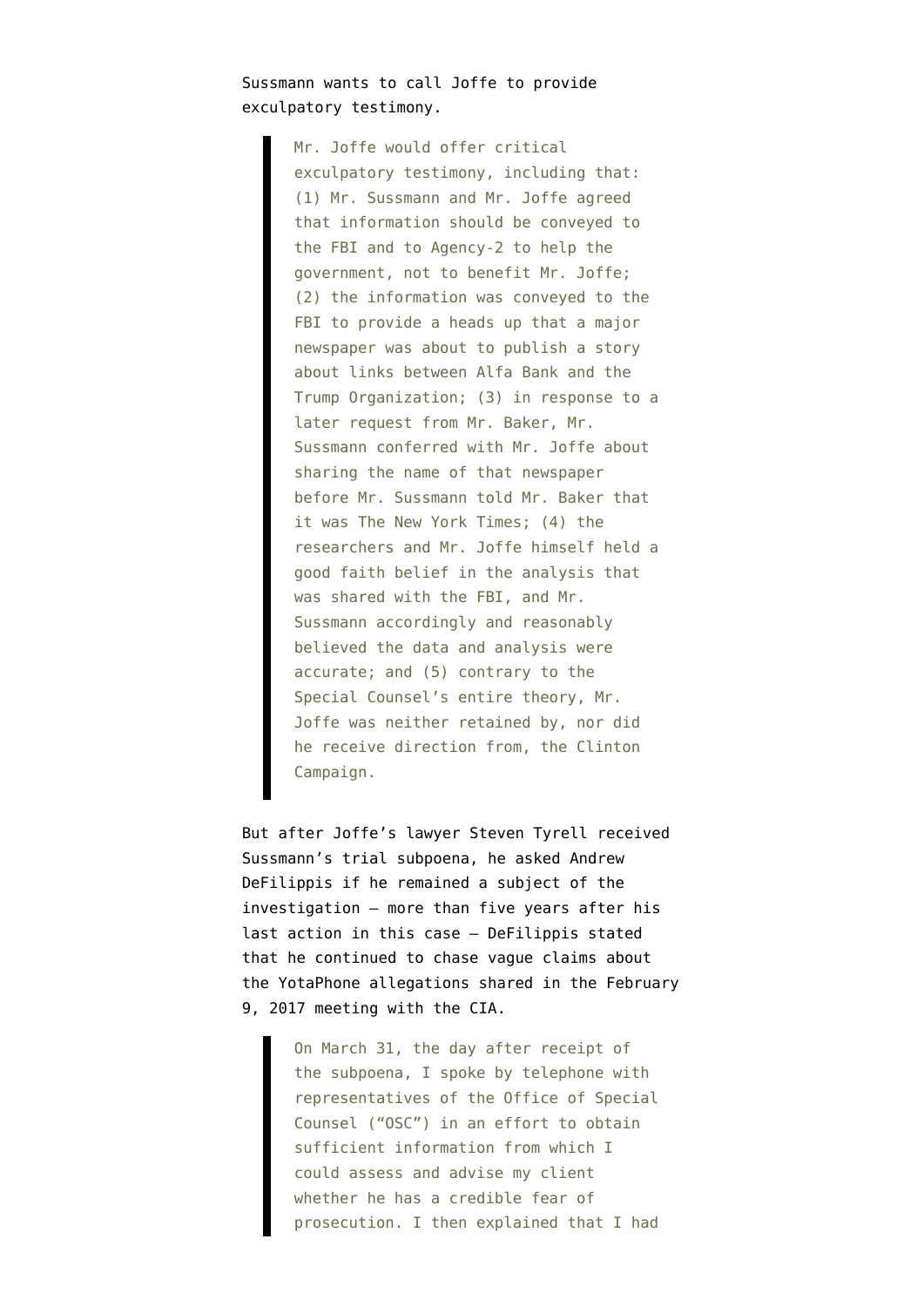Sussmann wants to call Joffe to provide exculpatory testimony.

> Mr. Joffe would offer critical exculpatory testimony, including that: (1) Mr. Sussmann and Mr. Joffe agreed that information should be conveyed to the FBI and to Agency-2 to help the government, not to benefit Mr. Joffe; (2) the information was conveyed to the FBI to provide a heads up that a major newspaper was about to publish a story about links between Alfa Bank and the Trump Organization; (3) in response to a later request from Mr. Baker, Mr. Sussmann conferred with Mr. Joffe about sharing the name of that newspaper before Mr. Sussmann told Mr. Baker that it was The New York Times; (4) the researchers and Mr. Joffe himself held a good faith belief in the analysis that was shared with the FBI, and Mr. Sussmann accordingly and reasonably believed the data and analysis were accurate; and (5) contrary to the Special Counsel's entire theory, Mr. Joffe was neither retained by, nor did he receive direction from, the Clinton Campaign.

But after Joffe's lawyer Steven Tyrell received Sussmann's trial subpoena, he asked Andrew DeFilippis if he remained a subject of the investigation — more than five years after his last action in this case — DeFilippis stated that he continued to chase vague claims about the YotaPhone allegations shared in the February 9, 2017 meeting with the CIA.

> On March 31, the day after receipt of the subpoena, I spoke by telephone with representatives of the Office of Special Counsel ("OSC") in an effort to obtain sufficient information from which I could assess and advise my client whether he has a credible fear of prosecution. I then explained that I had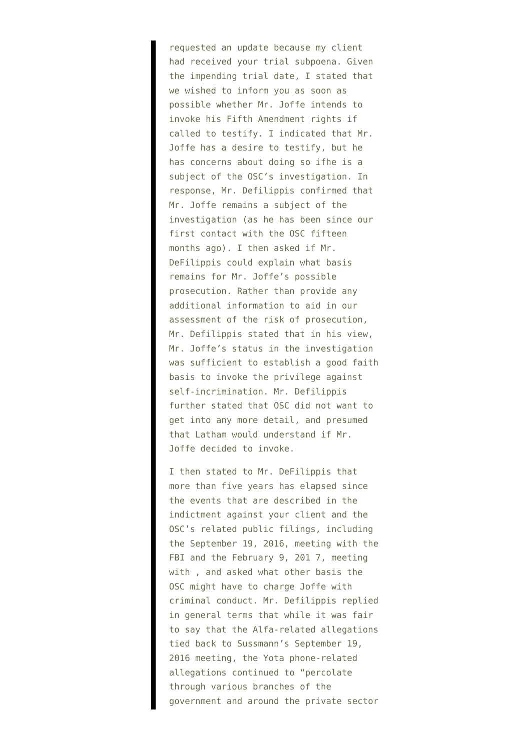requested an update because my client had received your trial subpoena. Given the impending trial date, I stated that we wished to inform you as soon as possible whether Mr. Joffe intends to invoke his Fifth Amendment rights if called to testify. I indicated that Mr. Joffe has a desire to testify, but he has concerns about doing so ifhe is a subject of the OSC's investigation. In response, Mr. Defilippis confirmed that Mr. Joffe remains a subject of the investigation (as he has been since our first contact with the OSC fifteen months ago). I then asked if Mr. DeFilippis could explain what basis remains for Mr. Joffe's possible prosecution. Rather than provide any additional information to aid in our assessment of the risk of prosecution, Mr. Defilippis stated that in his view, Mr. Joffe's status in the investigation was sufficient to establish a good faith basis to invoke the privilege against self-incrimination. Mr. Defilippis further stated that OSC did not want to get into any more detail, and presumed that Latham would understand if Mr. Joffe decided to invoke.

I then stated to Mr. DeFilippis that more than five years has elapsed since the events that are described in the indictment against your client and the OSC's related public filings, including the September 19, 2016, meeting with the FBI and the February 9, 201 7, meeting with , and asked what other basis the OSC might have to charge Joffe with criminal conduct. Mr. Defilippis replied in general terms that while it was fair to say that the Alfa-related allegations tied back to Sussmann's September 19, 2016 meeting, the Yota phone-related allegations continued to "percolate through various branches of the government and around the private sector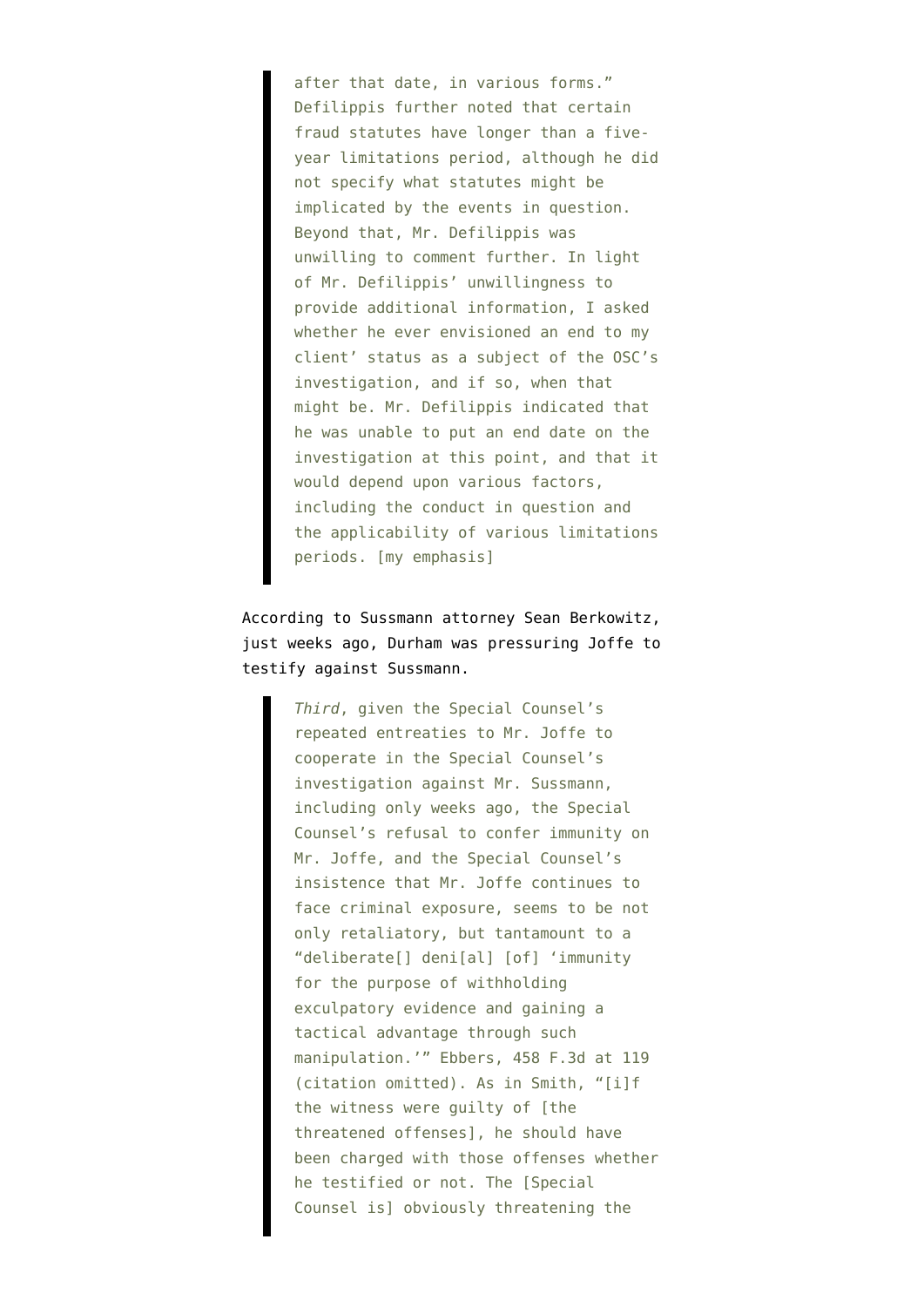> after that date, in various forms." Defilippis further noted that certain fraud statutes have longer than a five-year limitations period, although he did not specify what statutes might be implicated by the events in question. Beyond that, Mr. Defilippis was unwilling to comment further. In light of Mr. Defilippis' unwillingness to provide additional information, I asked whether he ever envisioned an end to my client' status as a subject of the OSC's investigation, and if so, when that might be. Mr. Defilippis indicated that he was unable to put an end date on the investigation at this point, and that it would depend upon various factors, including the conduct in question and the applicability of various limitations periods. [my emphasis]

According to Sussmann attorney Sean Berkowitz, just weeks ago, Durham was pressuring Joffe to testify against Sussmann.

> *Third*, given the Special Counsel's repeated entreaties to Mr. Joffe to cooperate in the Special Counsel's investigation against Mr. Sussmann, including only weeks ago, the Special Counsel's refusal to confer immunity on Mr. Joffe, and the Special Counsel's insistence that Mr. Joffe continues to face criminal exposure, seems to be not only retaliatory, but tantamount to a "deliberate[] deni[al] [of] 'immunity for the purpose of withholding exculpatory evidence and gaining a tactical advantage through such manipulation.'" Ebbers, 458 F.3d at 119 (citation omitted). As in Smith, "[i]f the witness were guilty of [the threatened offenses], he should have been charged with those offenses whether he testified or not. The [Special Counsel is] obviously threatening the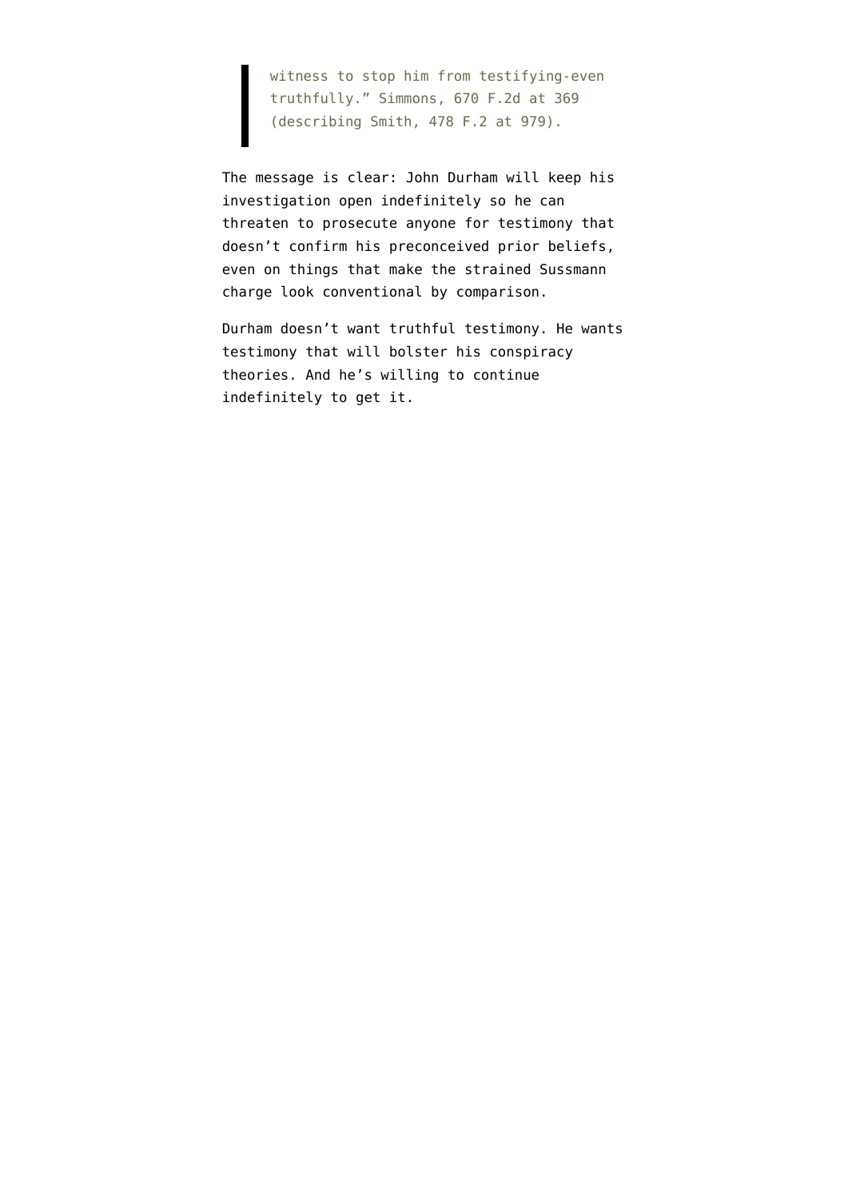> witness to stop him from testifying-even truthfully." Simmons, 670 F.2d at 369 (describing Smith, 478 F.2 at 979).

The message is clear: John Durham will keep his investigation open indefinitely so he can threaten to prosecute anyone for testimony that doesn't confirm his preconceived prior beliefs, even on things that make the strained Sussmann charge look conventional by comparison.

Durham doesn't want truthful testimony. He wants testimony that will bolster his conspiracy theories. And he's willing to continue indefinitely to get it.